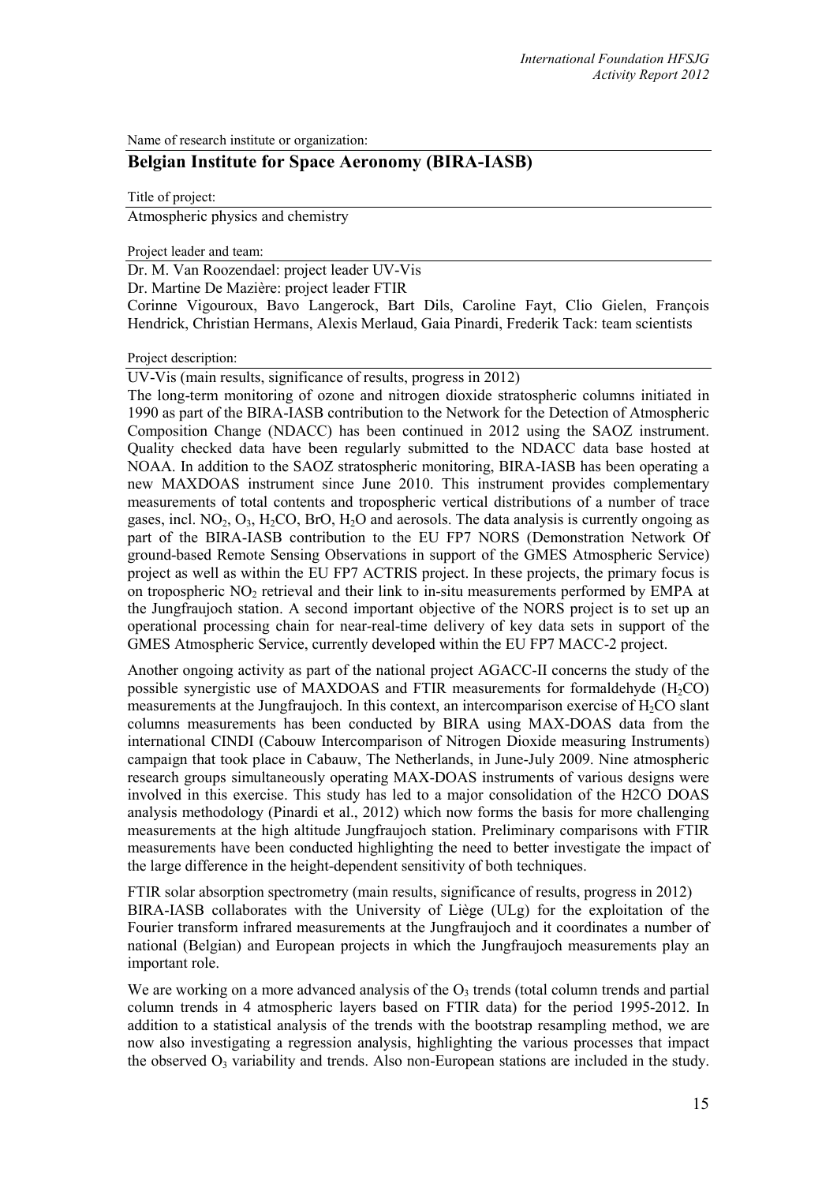Name of research institute or organization:

## Belgian Institute for Space Aeronomy (BIRA-IASB)

Title of project:

Atmospheric physics and chemistry

Project leader and team:

Dr. M. Van Roozendael: project leader UV-Vis

Dr. Martine De Mazière: project leader FTIR

Corinne Vigouroux, Bavo Langerock, Bart Dils, Caroline Fayt, Clio Gielen, François Hendrick, Christian Hermans, Alexis Merlaud, Gaia Pinardi, Frederik Tack: team scientists

Project description:

UV-Vis (main results, significance of results, progress in 2012)

The long-term monitoring of ozone and nitrogen dioxide stratospheric columns initiated in 1990 as part of the BIRA-IASB contribution to the Network for the Detection of Atmospheric Composition Change (NDACC) has been continued in 2012 using the SAOZ instrument. Quality checked data have been regularly submitted to the NDACC data base hosted at NOAA. In addition to the SAOZ stratospheric monitoring, BIRA-IASB has been operating a new MAXDOAS instrument since June 2010. This instrument provides complementary measurements of total contents and tropospheric vertical distributions of a number of trace gases, incl. $NO_2$, $O_3$, $H_2CO$, BrO, $H_2O$ and aerosols. The data analysis is currently ongoing as part of the BIRA-IASB contribution to the EU FP7 NORS (Demonstration Network Of ground-based Remote Sensing Observations in support of the GMES Atmospheric Service) project as well as within the EU FP7 ACTRIS project. In these projects, the primary focus is on tropospheric $NO_2$ retrieval and their link to in-situ measurements performed by EMPA at the Jungfraujoch station. A second important objective of the NORS project is to set up an operational processing chain for near-real-time delivery of key data sets in support of the GMES Atmospheric Service, currently developed within the EU FP7 MACC-2 project.

Another ongoing activity as part of the national project AGACC-II concerns the study of the possible synergistic use of MAXDOAS and FTIR measurements for formaldehyde ($H_2CO$) measurements at the Jungfraujoch. In this context, an intercomparison exercise of $H_2CO$ slant columns measurements has been conducted by BIRA using MAX-DOAS data from the international CINDI (Cabouw Intercomparison of Nitrogen Dioxide measuring Instruments) campaign that took place in Cabauw, The Netherlands, in June-July 2009. Nine atmospheric research groups simultaneously operating MAX-DOAS instruments of various designs were involved in this exercise. This study has led to a major consolidation of the H2CO DOAS analysis methodology (Pinardi et al., 2012) which now forms the basis for more challenging measurements at the high altitude Jungfraujoch station. Preliminary comparisons with FTIR measurements have been conducted highlighting the need to better investigate the impact of the large difference in the height-dependent sensitivity of both techniques.

FTIR solar absorption spectrometry (main results, significance of results, progress in 2012)

BIRA-IASB collaborates with the University of Liège (ULg) for the exploitation of the Fourier transform infrared measurements at the Jungfraujoch and it coordinates a number of national (Belgian) and European projects in which the Jungfraujoch measurements play an important role.

We are working on a more advanced analysis of the $O_3$ trends (total column trends and partial column trends in 4 atmospheric layers based on FTIR data) for the period 1995-2012. In addition to a statistical analysis of the trends with the bootstrap resampling method, we are now also investigating a regression analysis, highlighting the various processes that impact the observed $O_3$ variability and trends. Also non-European stations are included in the study.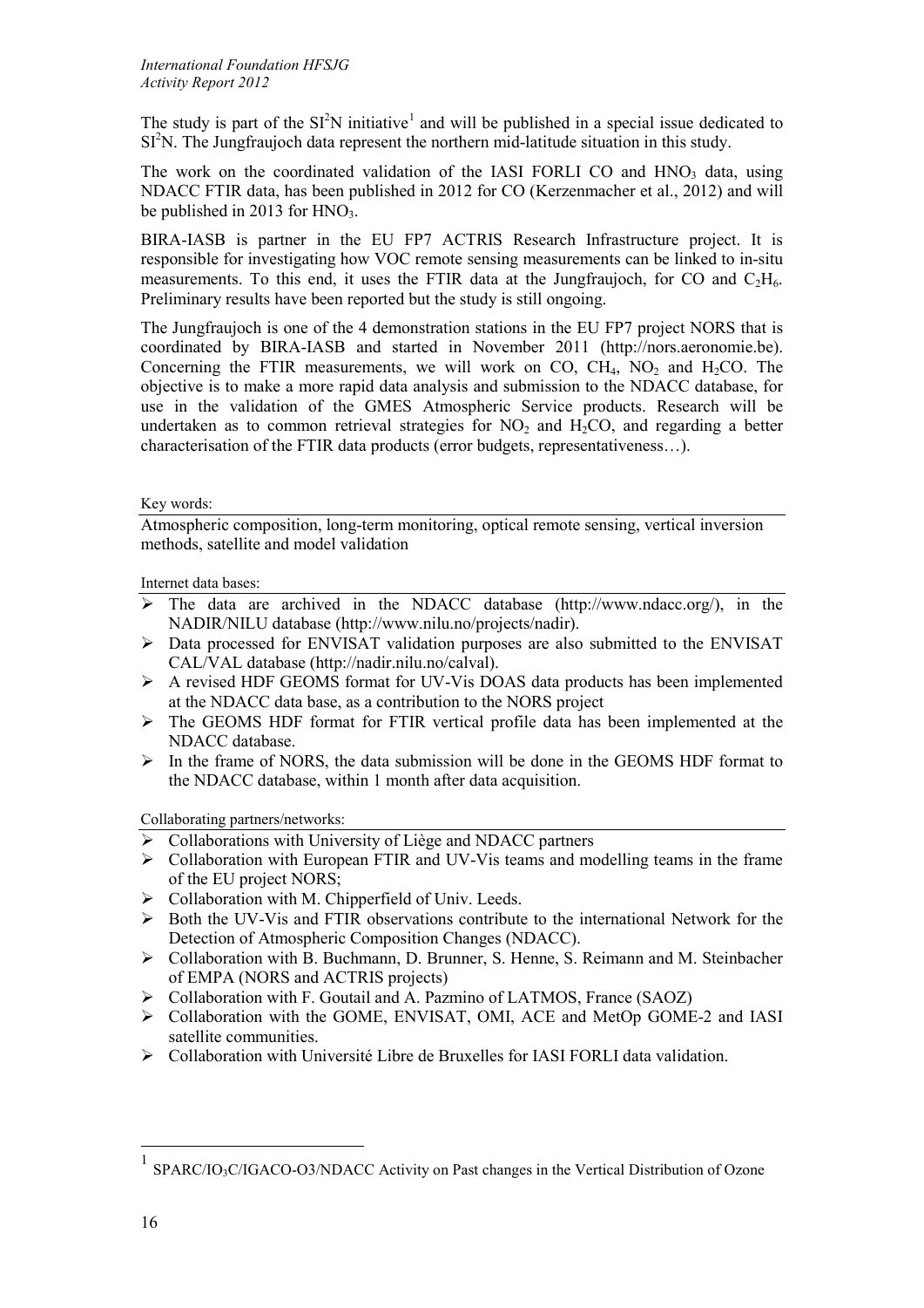The study is part of the $SI^2N$ initiative[1] and will be published in a special issue dedicated to $SI^2N$. The Jungfraujoch data represent the northern mid-latitude situation in this study.

The work on the coordinated validation of the IASI FORLI CO and $HNO_3$ data, using NDACC FTIR data, has been published in 2012 for CO (Kerzenmacher et al., 2012) and will be published in 2013 for $HNO_3$.

BIRA-IASB is partner in the EU FP7 ACTRIS Research Infrastructure project. It is responsible for investigating how VOC remote sensing measurements can be linked to in-situ measurements. To this end, it uses the FTIR data at the Jungfraujoch, for CO and $C_2H_6$. Preliminary results have been reported but the study is still ongoing.

The Jungfraujoch is one of the 4 demonstration stations in the EU FP7 project NORS that is coordinated by BIRA-IASB and started in November 2011 (http://nors.aeronomie.be). Concerning the FTIR measurements, we will work on CO, $CH_4$, $NO_2$ and $H_2CO$. The objective is to make a more rapid data analysis and submission to the NDACC database, for use in the validation of the GMES Atmospheric Service products. Research will be undertaken as to common retrieval strategies for $NO_2$ and $H_2CO$, and regarding a better characterisation of the FTIR data products (error budgets, representativeness…).

Key words:

Atmospheric composition, long-term monitoring, optical remote sensing, vertical inversion methods, satellite and model validation

Internet data bases:

- The data are archived in the NDACC database (http://www.ndacc.org/), in the NADIR/NILU database (http://www.nilu.no/projects/nadir).
- Data processed for ENVISAT validation purposes are also submitted to the ENVISAT CAL/VAL database (http://nadir.nilu.no/calval).
- A revised HDF GEOMS format for UV-Vis DOAS data products has been implemented at the NDACC data base, as a contribution to the NORS project
- The GEOMS HDF format for FTIR vertical profile data has been implemented at the NDACC database.
- In the frame of NORS, the data submission will be done in the GEOMS HDF format to the NDACC database, within 1 month after data acquisition.

Collaborating partners/networks:

- Collaborations with University of Liège and NDACC partners
- Collaboration with European FTIR and UV-Vis teams and modelling teams in the frame of the EU project NORS;
- Collaboration with M. Chipperfield of Univ. Leeds.
- Both the UV-Vis and FTIR observations contribute to the international Network for the Detection of Atmospheric Composition Changes (NDACC).
- Collaboration with B. Buchmann, D. Brunner, S. Henne, S. Reimann and M. Steinbacher of EMPA (NORS and ACTRIS projects)
- Collaboration with F. Goutail and A. Pazmino of LATMOS, France (SAOZ)
- Collaboration with the GOME, ENVISAT, OMI, ACE and MetOp GOME-2 and IASI satellite communities.
- Collaboration with Université Libre de Bruxelles for IASI FORLI data validation.

[1] SPARC/$IO_3C$/IGACO-O3/NDACC Activity on Past changes in the Vertical Distribution of Ozone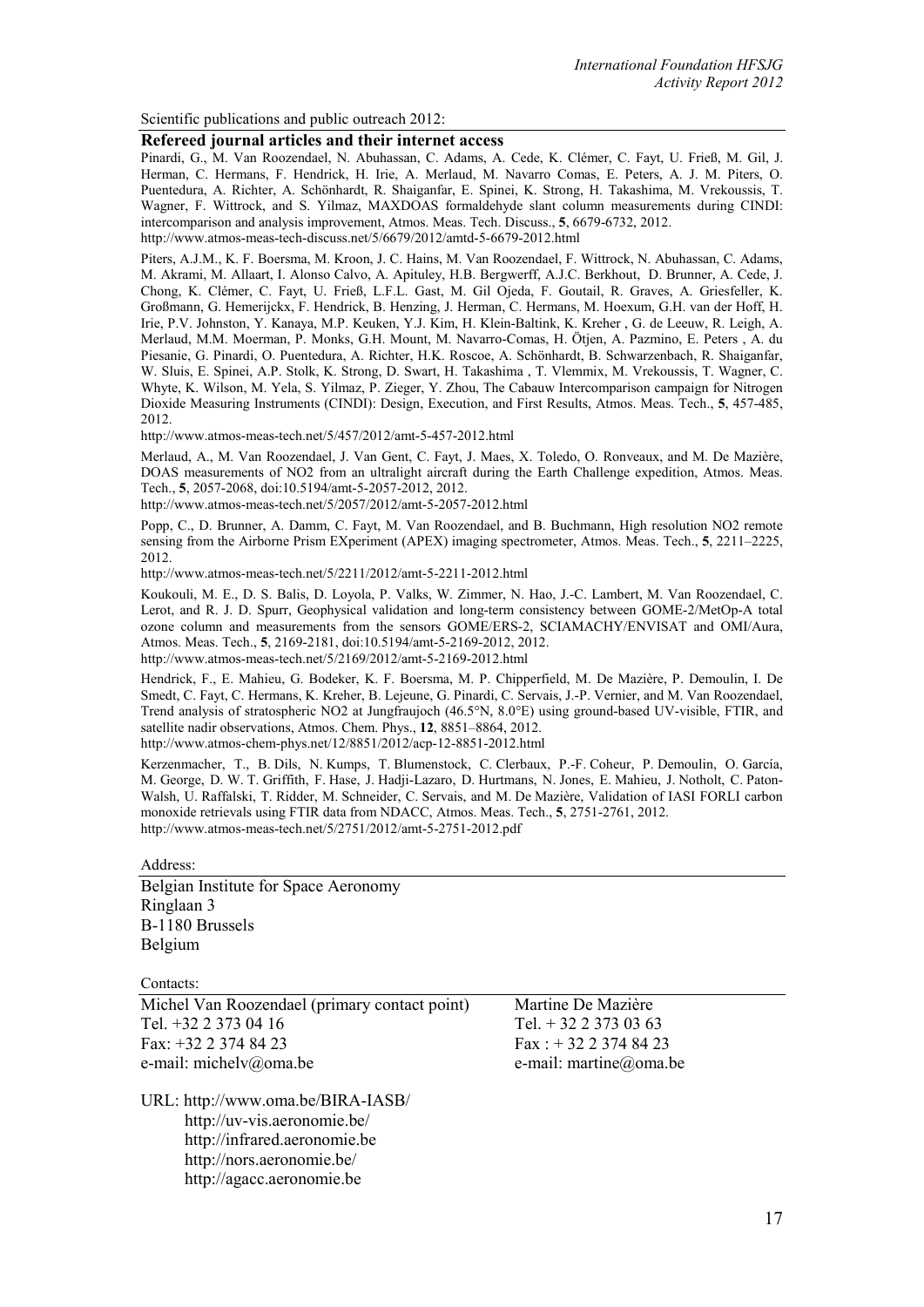Scientific publications and public outreach 2012:

## Refereed journal articles and their internet access

Pinardi, G., M. Van Roozendael, N. Abuhassan, C. Adams, A. Cede, K. Clémer, C. Fayt, U. Frieß, M. Gil, J. Herman, C. Hermans, F. Hendrick, H. Irie, A. Merlaud, M. Navarro Comas, E. Peters, A. J. M. Piters, O. Puentedura, A. Richter, A. Schönhardt, R. Shaiganfar, E. Spinei, K. Strong, H. Takashima, M. Vrekoussis, T. Wagner, F. Wittrock, and S. Yilmaz, MAXDOAS formaldehyde slant column measurements during CINDI: intercomparison and analysis improvement, Atmos. Meas. Tech. Discuss., **5**, 6679-6732, 2012.
http://www.atmos-meas-tech-discuss.net/5/6679/2012/amtd-5-6679-2012.html

Piters, A.J.M., K. F. Boersma, M. Kroon, J. C. Hains, M. Van Roozendael, F. Wittrock, N. Abuhassan, C. Adams, M. Akrami, M. Allaart, I. Alonso Calvo, A. Apituley, H.B. Bergwerff, A.J.C. Berkhout, D. Brunner, A. Cede, J. Chong, K. Clémer, C. Fayt, U. Frieß, L.F.L. Gast, M. Gil Ojeda, F. Goutail, R. Graves, A. Griesfeller, K. Großmann, G. Hemerijckx, F. Hendrick, B. Henzing, J. Herman, C. Hermans, M. Hoexum, G.H. van der Hoff, H. Irie, P.V. Johnston, Y. Kanaya, M.P. Keuken, Y.J. Kim, H. Klein-Baltink, K. Kreher , G. de Leeuw, R. Leigh, A. Merlaud, M.M. Moerman, P. Monks, G.H. Mount, M. Navarro-Comas, H. Ötjen, A. Pazmino, E. Peters , A. du Piesanie, G. Pinardi, O. Puentedura, A. Richter, H.K. Roscoe, A. Schönhardt, B. Schwarzenbach, R. Shaiganfar, W. Sluis, E. Spinei, A.P. Stolk, K. Strong, D. Swart, H. Takashima , T. Vlemmix, M. Vrekoussis, T. Wagner, C. Whyte, K. Wilson, M. Yela, S. Yilmaz, P. Zieger, Y. Zhou, The Cabauw Intercomparison campaign for Nitrogen Dioxide Measuring Instruments (CINDI): Design, Execution, and First Results, Atmos. Meas. Tech., **5**, 457-485, 2012.
http://www.atmos-meas-tech.net/5/457/2012/amt-5-457-2012.html

Merlaud, A., M. Van Roozendael, J. Van Gent, C. Fayt, J. Maes, X. Toledo, O. Ronveaux, and M. De Mazière, DOAS measurements of NO2 from an ultralight aircraft during the Earth Challenge expedition, Atmos. Meas. Tech., **5**, 2057-2068, doi:10.5194/amt-5-2057-2012, 2012.
http://www.atmos-meas-tech.net/5/2057/2012/amt-5-2057-2012.html

Popp, C., D. Brunner, A. Damm, C. Fayt, M. Van Roozendael, and B. Buchmann, High resolution NO2 remote sensing from the Airborne Prism EXperiment (APEX) imaging spectrometer, Atmos. Meas. Tech., **5**, 2211–2225, 2012.
http://www.atmos-meas-tech.net/5/2211/2012/amt-5-2211-2012.html

Koukouli, M. E., D. S. Balis, D. Loyola, P. Valks, W. Zimmer, N. Hao, J.-C. Lambert, M. Van Roozendael, C. Lerot, and R. J. D. Spurr, Geophysical validation and long-term consistency between GOME-2/MetOp-A total ozone column and measurements from the sensors GOME/ERS-2, SCIAMACHY/ENVISAT and OMI/Aura, Atmos. Meas. Tech., **5**, 2169-2181, doi:10.5194/amt-5-2169-2012, 2012.
http://www.atmos-meas-tech.net/5/2169/2012/amt-5-2169-2012.html

Hendrick, F., E. Mahieu, G. Bodeker, K. F. Boersma, M. P. Chipperfield, M. De Mazière, P. Demoulin, I. De Smedt, C. Fayt, C. Hermans, K. Kreher, B. Lejeune, G. Pinardi, C. Servais, J.-P. Vernier, and M. Van Roozendael, Trend analysis of stratospheric NO2 at Jungfraujoch (46.5°N, 8.0°E) using ground-based UV-visible, FTIR, and satellite nadir observations, Atmos. Chem. Phys., **12**, 8851–8864, 2012.
http://www.atmos-chem-phys.net/12/8851/2012/acp-12-8851-2012.html

Kerzenmacher, T., B. Dils, N. Kumps, T. Blumenstock, C. Clerbaux, P.-F. Coheur, P. Demoulin, O. García, M. George, D. W. T. Griffith, F. Hase, J. Hadji-Lazaro, D. Hurtmans, N. Jones, E. Mahieu, J. Notholt, C. Paton-Walsh, U. Raffalski, T. Ridder, M. Schneider, C. Servais, and M. De Mazière, Validation of IASI FORLI carbon monoxide retrievals using FTIR data from NDACC, Atmos. Meas. Tech., **5**, 2751-2761, 2012.
http://www.atmos-meas-tech.net/5/2751/2012/amt-5-2751-2012.pdf

Address:

Belgian Institute for Space Aeronomy
Ringlaan 3
B-1180 Brussels
Belgium

Contacts:

Michel Van Roozendael (primary contact point)
Tel. +32 2 373 04 16
Fax: +32 2 374 84 23
e-mail: michelv@oma.be

Martine De Mazière
Tel. + 32 2 373 03 63
Fax : + 32 2 374 84 23
e-mail: martine@oma.be

URL: http://www.oma.be/BIRA-IASB/
http://uv-vis.aeronomie.be/
http://infrared.aeronomie.be
http://nors.aeronomie.be/
http://agacc.aeronomie.be